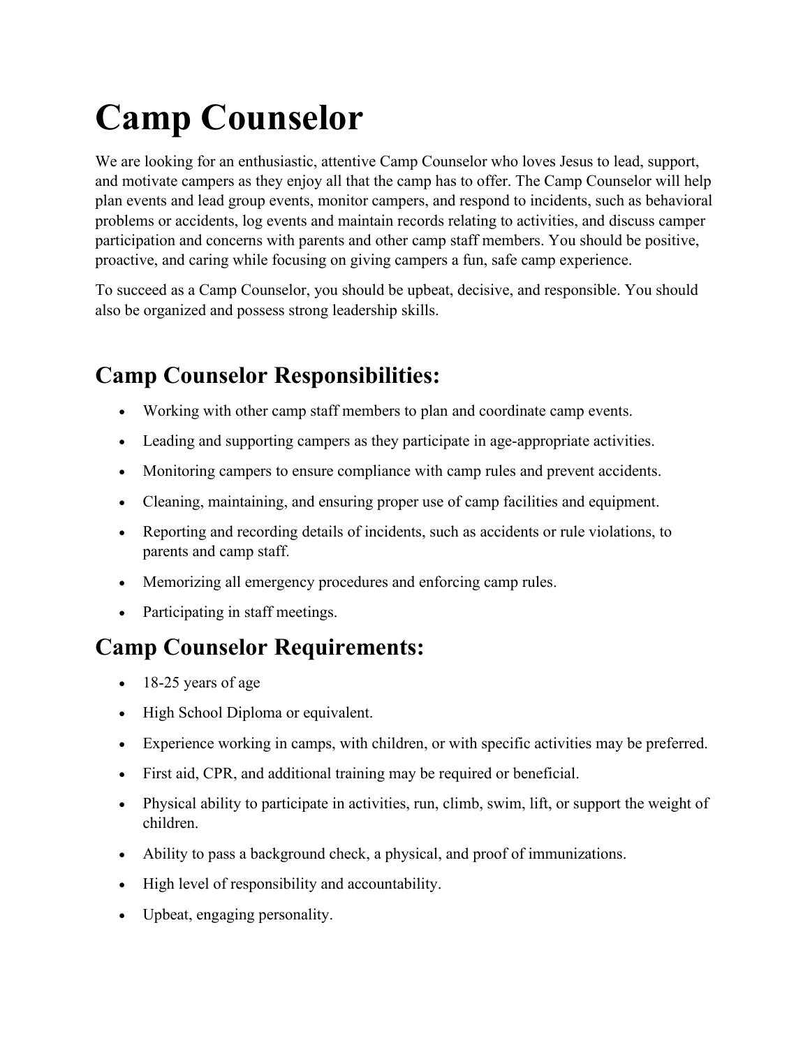# Camp Counselor

We are looking for an enthusiastic, attentive Camp Counselor who loves Jesus to lead, support, and motivate campers as they enjoy all that the camp has to offer. The Camp Counselor will help plan events and lead group events, monitor campers, and respond to incidents, such as behavioral problems or accidents, log events and maintain records relating to activities, and discuss camper participation and concerns with parents and other camp staff members. You should be positive, proactive, and caring while focusing on giving campers a fun, safe camp experience.

To succeed as a Camp Counselor, you should be upbeat, decisive, and responsible. You should also be organized and possess strong leadership skills.

## Camp Counselor Responsibilities:

- Working with other camp staff members to plan and coordinate camp events.
- Leading and supporting campers as they participate in age-appropriate activities.
- Monitoring campers to ensure compliance with camp rules and prevent accidents.
- Cleaning, maintaining, and ensuring proper use of camp facilities and equipment.
- Reporting and recording details of incidents, such as accidents or rule violations, to parents and camp staff.
- Memorizing all emergency procedures and enforcing camp rules.
- Participating in staff meetings.

## Camp Counselor Requirements:

- 18-25 years of age
- High School Diploma or equivalent.
- Experience working in camps, with children, or with specific activities may be preferred.
- First aid, CPR, and additional training may be required or beneficial.
- Physical ability to participate in activities, run, climb, swim, lift, or support the weight of children.
- Ability to pass a background check, a physical, and proof of immunizations.
- High level of responsibility and accountability.
- Upbeat, engaging personality.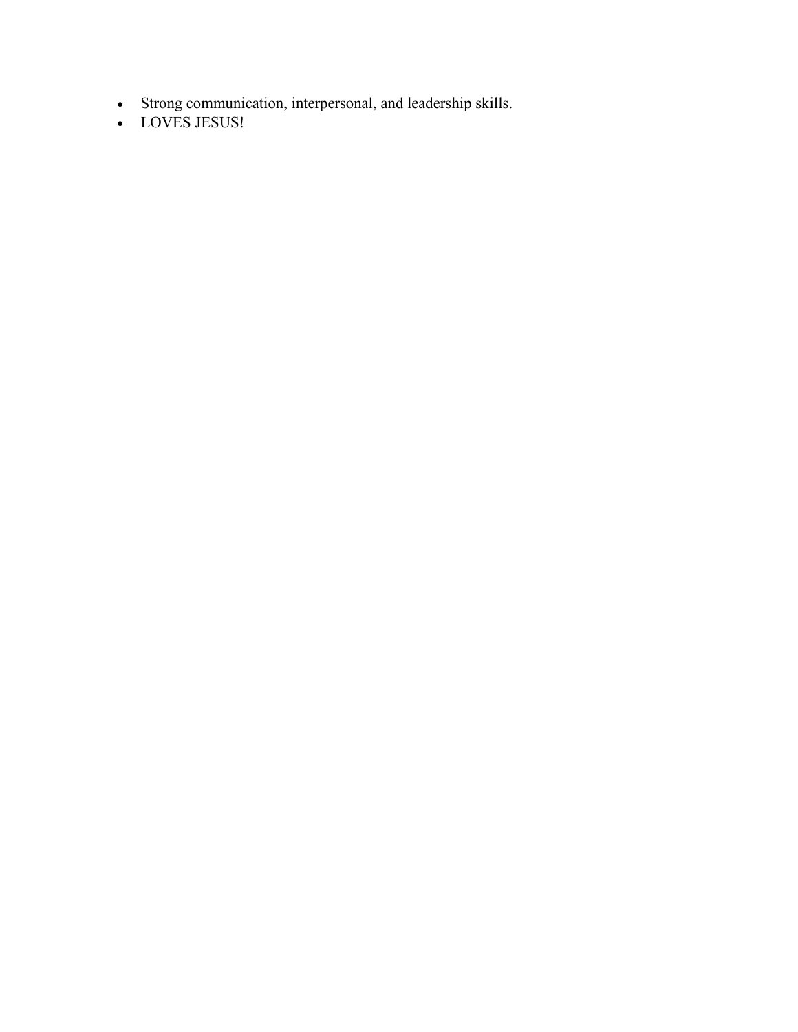- Strong communication, interpersonal, and leadership skills.
- LOVES JESUS!